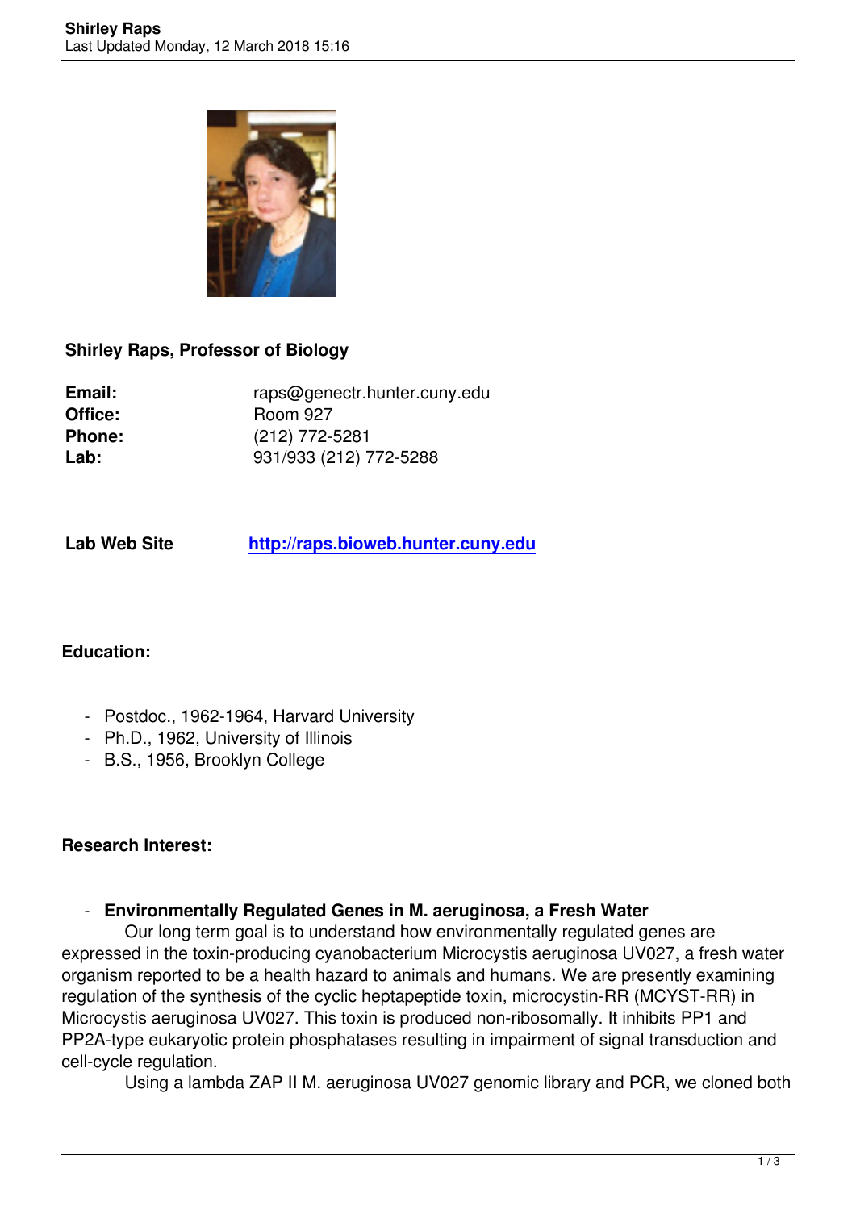**Shirley Raps, Professor of Biology**

| | |
|---|---|
| **Email:** | raps@genectr.hunter.cuny.edu |
| **Office:** | Room 927 |
| **Phone:** | (212) 772-5281 |
| **Lab:** | 931/933 (212) 772-5288 |

**Lab Web Site** [http://raps.bioweb.hunter.cuny.edu](http://raps.bioweb.hunter.cuny.edu)

**Education:**

- Postdoc., 1962-1964, Harvard University
- Ph.D., 1962, University of Illinois
- B.S., 1956, Brooklyn College

**Research Interest:**

- **Environmentally Regulated Genes in M. aeruginosa, a Fresh Water**

Our long term goal is to understand how environmentally regulated genes are expressed in the toxin-producing cyanobacterium Microcystis aeruginosa UV027, a fresh water organism reported to be a health hazard to animals and humans. We are presently examining regulation of the synthesis of the cyclic heptapeptide toxin, microcystin-RR (MCYST-RR) in Microcystis aeruginosa UV027. This toxin is produced non-ribosomally. It inhibits PP1 and PP2A-type eukaryotic protein phosphatases resulting in impairment of signal transduction and cell-cycle regulation.

Using a lambda ZAP II M. aeruginosa UV027 genomic library and PCR, we cloned both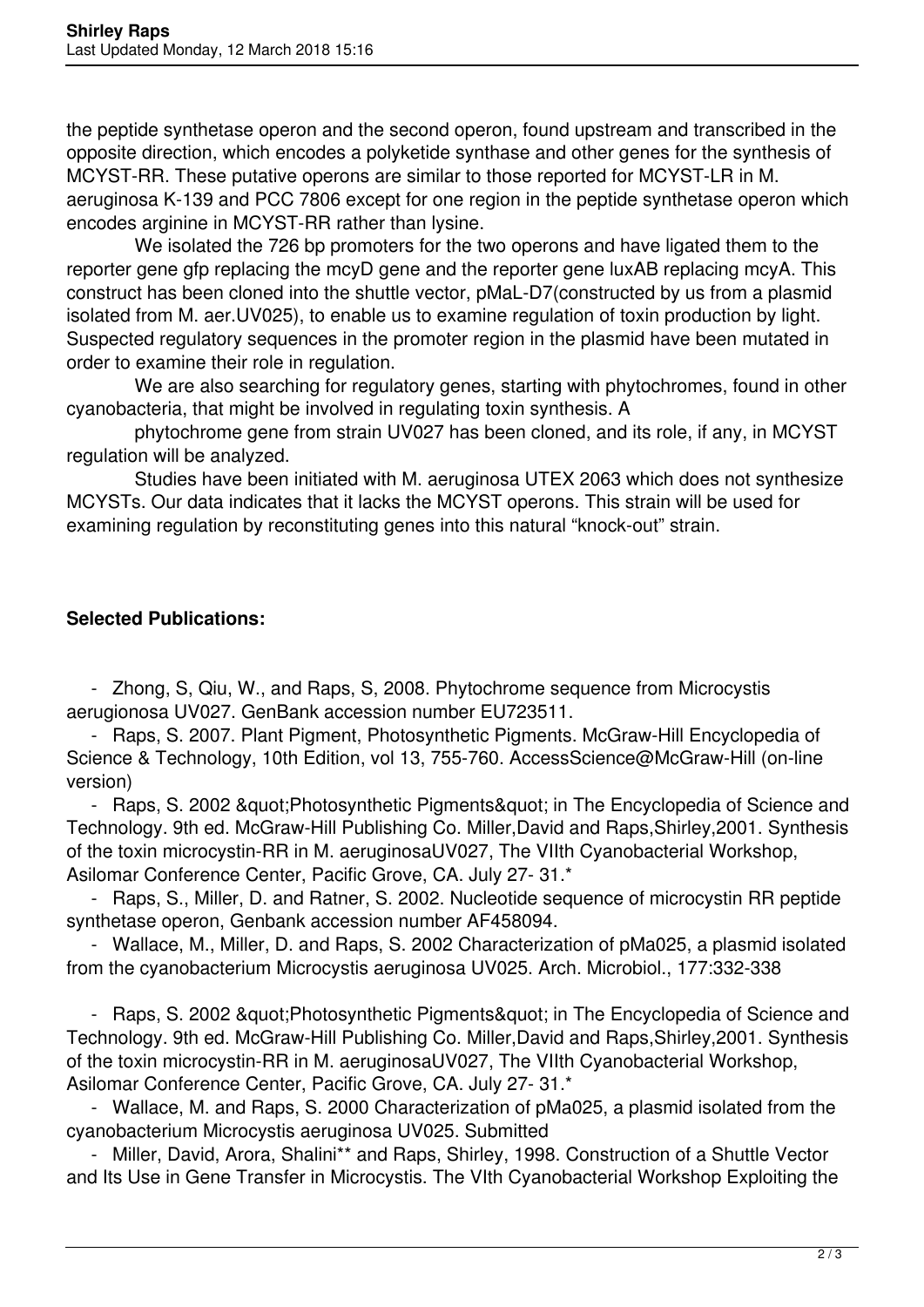the peptide synthetase operon and the second operon, found upstream and transcribed in the opposite direction, which encodes a polyketide synthase and other genes for the synthesis of MCYST-RR. These putative operons are similar to those reported for MCYST-LR in M. aeruginosa K-139 and PCC 7806 except for one region in the peptide synthetase operon which encodes arginine in MCYST-RR rather than lysine.

We isolated the 726 bp promoters for the two operons and have ligated them to the reporter gene gfp replacing the mcyD gene and the reporter gene luxAB replacing mcyA. This construct has been cloned into the shuttle vector, pMaL-D7(constructed by us from a plasmid isolated from M. aer.UV025), to enable us to examine regulation of toxin production by light. Suspected regulatory sequences in the promoter region in the plasmid have been mutated in order to examine their role in regulation.

We are also searching for regulatory genes, starting with phytochromes, found in other cyanobacteria, that might be involved in regulating toxin synthesis. A

phytochrome gene from strain UV027 has been cloned, and its role, if any, in MCYST regulation will be analyzed.

Studies have been initiated with M. aeruginosa UTEX 2063 which does not synthesize MCYSTs. Our data indicates that it lacks the MCYST operons. This strain will be used for examining regulation by reconstituting genes into this natural "knock-out" strain.

**Selected Publications:**

- Zhong, S, Qiu, W., and Raps, S, 2008. Phytochrome sequence from Microcystis aerugionosa UV027. GenBank accession number EU723511.
- Raps, S. 2007. Plant Pigment, Photosynthetic Pigments. McGraw-Hill Encyclopedia of Science & Technology, 10th Edition, vol 13, 755-760. AccessScience@McGraw-Hill (on-line version)
- Raps, S. 2002 &quot;Photosynthetic Pigments&quot; in The Encyclopedia of Science and Technology. 9th ed. McGraw-Hill Publishing Co. Miller,David and Raps,Shirley,2001. Synthesis of the toxin microcystin-RR in M. aeruginosaUV027, The VIIth Cyanobacterial Workshop, Asilomar Conference Center, Pacific Grove, CA. July 27- 31.*
- Raps, S., Miller, D. and Ratner, S. 2002. Nucleotide sequence of microcystin RR peptide synthetase operon, Genbank accession number AF458094.
- Wallace, M., Miller, D. and Raps, S. 2002 Characterization of pMa025, a plasmid isolated from the cyanobacterium Microcystis aeruginosa UV025. Arch. Microbiol., 177:332-338
- Raps, S. 2002 &quot;Photosynthetic Pigments&quot; in The Encyclopedia of Science and Technology. 9th ed. McGraw-Hill Publishing Co. Miller,David and Raps,Shirley,2001. Synthesis of the toxin microcystin-RR in M. aeruginosaUV027, The VIIth Cyanobacterial Workshop, Asilomar Conference Center, Pacific Grove, CA. July 27- 31.*
- Wallace, M. and Raps, S. 2000 Characterization of pMa025, a plasmid isolated from the cyanobacterium Microcystis aeruginosa UV025. Submitted
- Miller, David, Arora, Shalini** and Raps, Shirley, 1998. Construction of a Shuttle Vector and Its Use in Gene Transfer in Microcystis. The VIth Cyanobacterial Workshop Exploiting the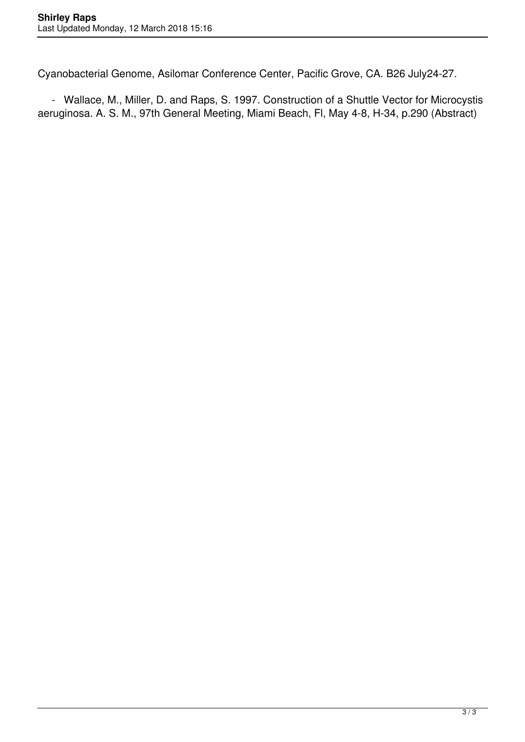Cyanobacterial Genome, Asilomar Conference Center, Pacific Grove, CA. B26 July24-27.

- Wallace, M., Miller, D. and Raps, S. 1997. Construction of a Shuttle Vector for Microcystis aeruginosa. A. S. M., 97th General Meeting, Miami Beach, Fl, May 4-8, H-34, p.290 (Abstract)